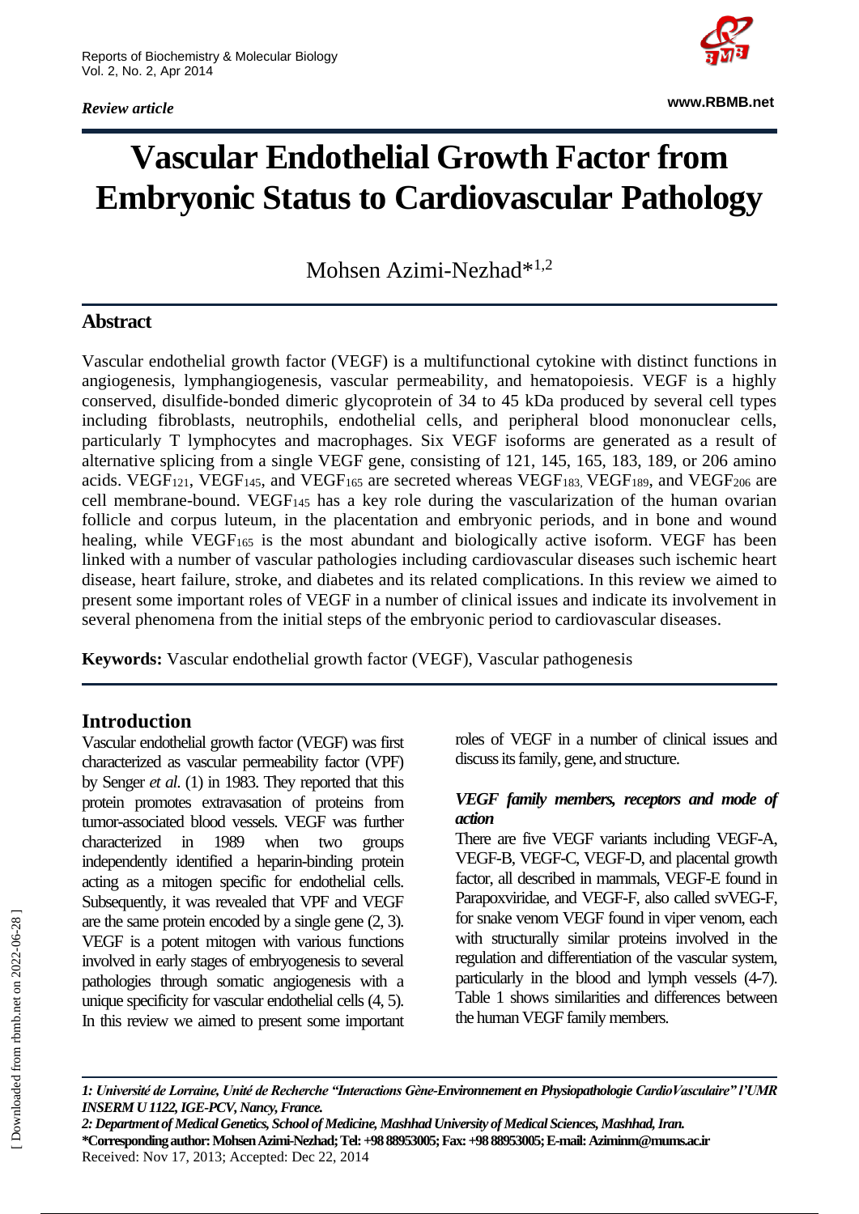*Review article*

# Vascular Endothelial Growth Factor from Embryonic Status to Cardiovascular Pathology

Mohsen Azimi-Nezhad*[1,2]

## Abstract

Vascular endothelial growth factor (VEGF) is a multifunctional cytokine with distinct functions in angiogenesis, lymphangiogenesis, vascular permeability, and hematopoiesis. VEGF is a highly conserved, disulfide-bonded dimeric glycoprotein of 34 to 45 kDa produced by several cell types including fibroblasts, neutrophils, endothelial cells, and peripheral blood mononuclear cells, particularly T lymphocytes and macrophages. Six VEGF isoforms are generated as a result of alternative splicing from a single VEGF gene, consisting of 121, 145, 165, 183, 189, or 206 amino acids. $VEGF_{121}$, $VEGF_{145}$, and $VEGF_{165}$ are secreted whereas $VEGF_{183}$, $VEGF_{189}$, and $VEGF_{206}$ are cell membrane-bound. $VEGF_{145}$ has a key role during the vascularization of the human ovarian follicle and corpus luteum, in the placentation and embryonic periods, and in bone and wound healing, while $VEGF_{165}$ is the most abundant and biologically active isoform. VEGF has been linked with a number of vascular pathologies including cardiovascular diseases such ischemic heart disease, heart failure, stroke, and diabetes and its related complications. In this review we aimed to present some important roles of VEGF in a number of clinical issues and indicate its involvement in several phenomena from the initial steps of the embryonic period to cardiovascular diseases.

**Keywords:** Vascular endothelial growth factor (VEGF), Vascular pathogenesis

## Introduction

Vascular endothelial growth factor (VEGF) was first characterized as vascular permeability factor (VPF) by Senger *et al.* (1) in 1983. They reported that this protein promotes extravasation of proteins from tumor-associated blood vessels. VEGF was further characterized in 1989 when two groups independently identified a heparin-binding protein acting as a mitogen specific for endothelial cells. Subsequently, it was revealed that VPF and VEGF are the same protein encoded by a single gene (2, 3). VEGF is a potent mitogen with various functions involved in early stages of embryogenesis to several pathologies through somatic angiogenesis with a unique specificity for vascular endothelial cells (4, 5). In this review we aimed to present some important roles of VEGF in a number of clinical issues and discuss its family, gene, and structure.

### *VEGF family members, receptors and mode of action*

There are five VEGF variants including VEGF-A, VEGF-B, VEGF-C, VEGF-D, and placental growth factor, all described in mammals, VEGF-E found in Parapoxviridae, and VEGF-F, also called svVEG-F, for snake venom VEGF found in viper venom, each with structurally similar proteins involved in the regulation and differentiation of the vascular system, particularly in the blood and lymph vessels (4-7). Table 1 shows similarities and differences between the human VEGF family members.

---

*1: Université de Lorraine, Unité de Recherche "Interactions Gène-Environnement en Physiopathologie CardioVasculaire" l'UMR INSERM U 1122, IGE-PCV, Nancy, France.*

*2: Department of Medical Genetics, School of Medicine, Mashhad University of Medical Sciences, Mashhad, Iran.*

**\*Corresponding author: Mohsen Azimi-Nezhad; Tel: +98 88953005; Fax: +98 88953005; E-mail: Aziminm@mums.ac.ir**

Received: Nov 17, 2013; Accepted: Dec 22, 2014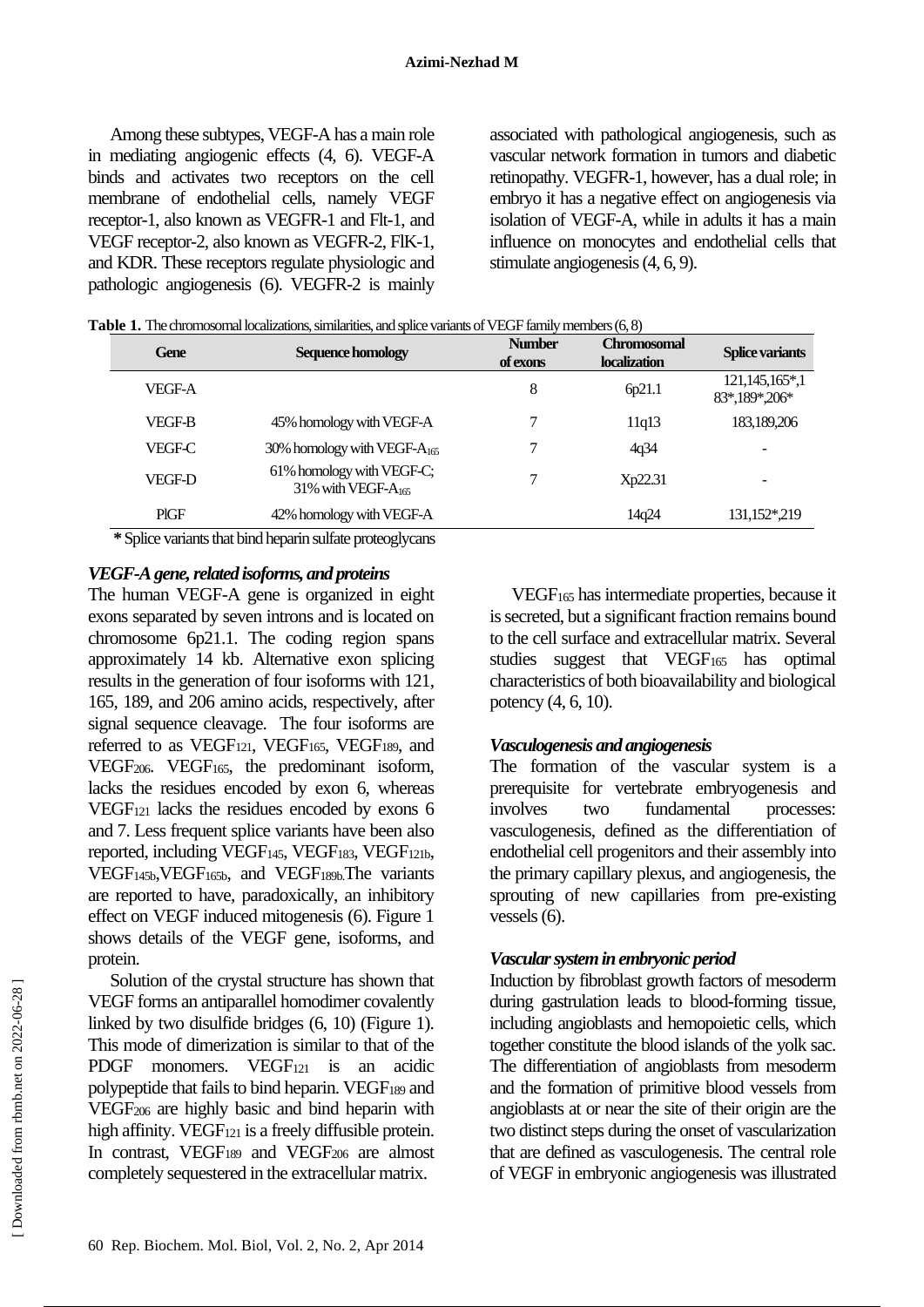Among these subtypes, VEGF-A has a main role in mediating angiogenic effects (4, 6). VEGF-A binds and activates two receptors on the cell membrane of endothelial cells, namely VEGF receptor-1, also known as VEGFR-1 and Flt-1, and VEGF receptor-2, also known as VEGFR-2, FlK-1, and KDR. These receptors regulate physiologic and pathologic angiogenesis (6). VEGFR-2 is mainly associated with pathological angiogenesis, such as vascular network formation in tumors and diabetic retinopathy. VEGFR-1, however, has a dual role; in embryo it has a negative effect on angiogenesis via isolation of VEGF-A, while in adults it has a main influence on monocytes and endothelial cells that stimulate angiogenesis (4, 6, 9).

**Table 1.** The chromosomal localizations, similarities, and splice variants of VEGF family members (6, 8)

| Gene | Sequence homology | Number of exons | Chromosomal localization | Splice variants |
|---|---|---|---|---|
| VEGF-A | | 8 | 6p21.1 | 121,145,165*,183*,189*,206* |
| VEGF-B | 45% homology with VEGF-A | 7 | 11q13 | 183,189,206 |
| VEGF-C | 30% homology with VEGF-$A_{165}$ | 7 | 4q34 | - |
| VEGF-D | 61% homology with VEGF-C; 31% with VEGF-$A_{165}$ | 7 | Xp22.31 | - |
| PlGF | 42% homology with VEGF-A | | 14q24 | 131,152*,219 |

**\*** Splice variants that bind heparin sulfate proteoglycans

### *VEGF-A gene, related isoforms, and proteins*

The human VEGF-A gene is organized in eight exons separated by seven introns and is located on chromosome 6p21.1. The coding region spans approximately 14 kb. Alternative exon splicing results in the generation of four isoforms with 121, 165, 189, and 206 amino acids, respectively, after signal sequence cleavage. The four isoforms are referred to as $VEGF_{121}$, $VEGF_{165}$, $VEGF_{189}$, and $VEGF_{206}$. $VEGF_{165}$, the predominant isoform, lacks the residues encoded by exon 6, whereas $VEGF_{121}$ lacks the residues encoded by exons 6 and 7. Less frequent splice variants have been also reported, including $VEGF_{145}$, $VEGF_{183}$, $VEGF_{121b}$, $VEGF_{145b}$, $VEGF_{165b}$, and $VEGF_{189b}$. The variants are reported to have, paradoxically, an inhibitory effect on VEGF induced mitogenesis (6). Figure 1 shows details of the VEGF gene, isoforms, and protein.

Solution of the crystal structure has shown that VEGF forms an antiparallel homodimer covalently linked by two disulfide bridges (6, 10) (Figure 1). This mode of dimerization is similar to that of the PDGF monomers. $VEGF_{121}$ is an acidic polypeptide that fails to bind heparin. $VEGF_{189}$ and $VEGF_{206}$ are highly basic and bind heparin with high affinity. $VEGF_{121}$ is a freely diffusible protein. In contrast, $VEGF_{189}$ and $VEGF_{206}$ are almost completely sequestered in the extracellular matrix.

$VEGF_{165}$ has intermediate properties, because it is secreted, but a significant fraction remains bound to the cell surface and extracellular matrix. Several studies suggest that $VEGF_{165}$ has optimal characteristics of both bioavailability and biological potency (4, 6, 10).

### *Vasculogenesis and angiogenesis*

The formation of the vascular system is a prerequisite for vertebrate embryogenesis and involves two fundamental processes: vasculogenesis, defined as the differentiation of endothelial cell progenitors and their assembly into the primary capillary plexus, and angiogenesis, the sprouting of new capillaries from pre-existing vessels (6).

### *Vascular system in embryonic period*

Induction by fibroblast growth factors of mesoderm during gastrulation leads to blood-forming tissue, including angioblasts and hemopoietic cells, which together constitute the blood islands of the yolk sac. The differentiation of angioblasts from mesoderm and the formation of primitive blood vessels from angioblasts at or near the site of their origin are the two distinct steps during the onset of vascularization that are defined as vasculogenesis. The central role of VEGF in embryonic angiogenesis was illustrated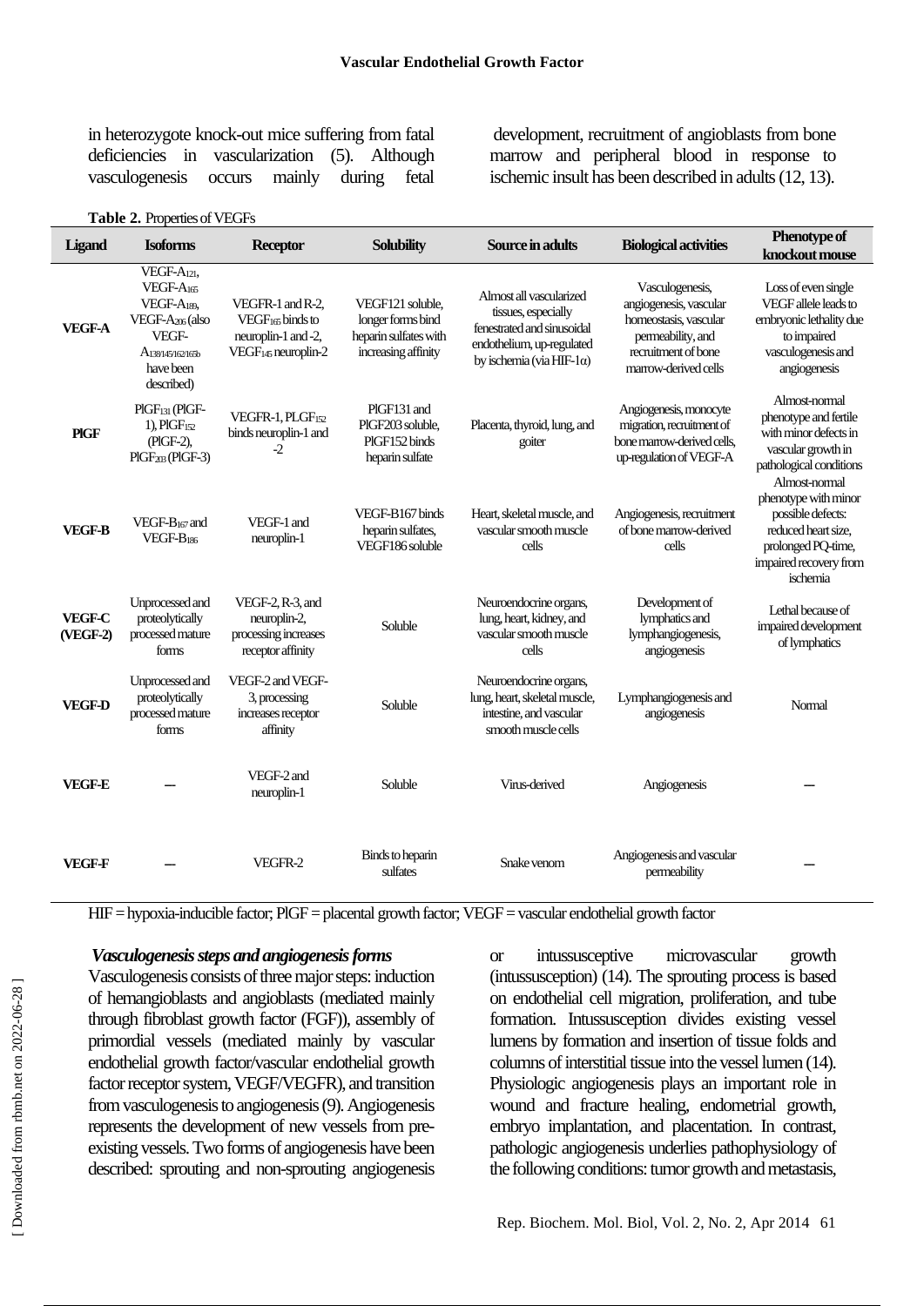in heterozygote knock-out mice suffering from fatal deficiencies in vascularization (5). Although vasculogenesis occurs mainly during fetal development, recruitment of angioblasts from bone marrow and peripheral blood in response to ischemic insult has been described in adults (12, 13).

**Table 2.** Properties of VEGFs

| Ligand | Isoforms | Receptor | Solubility | Source in adults | Biological activities | Phenotype of knockout mouse |
|---|---|---|---|---|---|---|
| **VEGF-A** | VEGF-$A_{121}$, VEGF-$A_{165}$ VEGF-$A_{189}$, VEGF-$A_{206}$ (also VEGF-$A_{138/145/162/165b}$ have been described) | VEGFR-1 and R-2, $VEGF_{165}$ binds to neuropilin-1 and -2, $VEGF_{145}$ neuropilin-2 | VEGF121 soluble, longer forms bind heparin sulfates with increasing affinity | Almost all vascularized tissues, especially fenestrated and sinusoidal endothelium, up-regulated by ischemia (via HIF-1α) | Vasculogenesis, angiogenesis, vascular homeostasis, vascular permeability, and recruitment of bone marrow-derived cells | Loss of even single VEGF allele leads to embryonic lethality due to impaired vasculogenesis and angiogenesis |
| **PlGF** | $PlGF_{131}$ (PlGF-1), $PlGF_{152}$ (PlGF-2), $PlGF_{203}$ (PlGF-3) | VEGFR-1, $PLGF_{152}$ binds neuroplin-1 and -2 | PlGF131 and PlGF203 soluble, PlGF152 binds heparin sulfate | Placenta, thyroid, lung, and goiter | Angiogenesis, monocyte migration, recruitment of bone marrow-derived cells, up-regulation of VEGF-A | Almost-normal phenotype and fertile with minor defects in vascular growth in pathological conditions |
| **VEGF-B** | VEGF-$B_{167}$ and VEGF-$B_{186}$ | VEGF-1 and neuroplin-1 | VEGF-B167 binds heparin sulfates, VEGF186 soluble | Heart, skeletal muscle, and vascular smooth muscle cells | Angiogenesis, recruitment of bone marrow-derived cells | Almost-normal phenotype with minor possible defects: reduced heart size, prolonged PQ-time, impaired recovery from ischemia |
| **VEGF-C (VEGF-2)** | Unprocessed and proteolytically processed mature forms | VEGF-2, R-3, and neuroplin-2, processing increases receptor affinity | Soluble | Neuroendocrine organs, lung, heart, kidney, and vascular smooth muscle cells | Development of lymphatics and lymphangiogenesis, angiogenesis | Lethal because of impaired development of lymphatics |
| **VEGF-D** | Unprocessed and proteolytically processed mature forms | VEGF-2 and VEGF-3, processing increases receptor affinity | Soluble | Neuroendocrine organs, lung, heart, skeletal muscle, intestine, and vascular smooth muscle cells | Lymphangiogenesis and angiogenesis | Normal |
| **VEGF-E** | — | VEGF-2 and neuroplin-1 | Soluble | Virus-derived | Angiogenesis | — |
| **VEGF-F** | — | VEGFR-2 | Binds to heparin sulfates | Snake venom | Angiogenesis and vascular permeability | — |

HIF = hypoxia-inducible factor; PlGF = placental growth factor; VEGF = vascular endothelial growth factor

***Vasculogenesis steps and angiogenesis forms***

Vasculogenesis consists of three major steps: induction of hemangioblasts and angioblasts (mediated mainly through fibroblast growth factor (FGF)), assembly of primordial vessels (mediated mainly by vascular endothelial growth factor/vascular endothelial growth factor receptor system, VEGF/VEGFR), and transition from vasculogenesis to angiogenesis (9). Angiogenesis represents the development of new vessels from pre-existing vessels. Two forms of angiogenesis have been described: sprouting and non-sprouting angiogenesis or intussusceptive microvascular growth (intussusception) (14). The sprouting process is based on endothelial cell migration, proliferation, and tube formation. Intussusception divides existing vessel lumens by formation and insertion of tissue folds and columns of interstitial tissue into the vessel lumen (14). Physiologic angiogenesis plays an important role in wound and fracture healing, endometrial growth, embryo implantation, and placentation. In contrast, pathologic angiogenesis underlies pathophysiology of the following conditions: tumor growth and metastasis,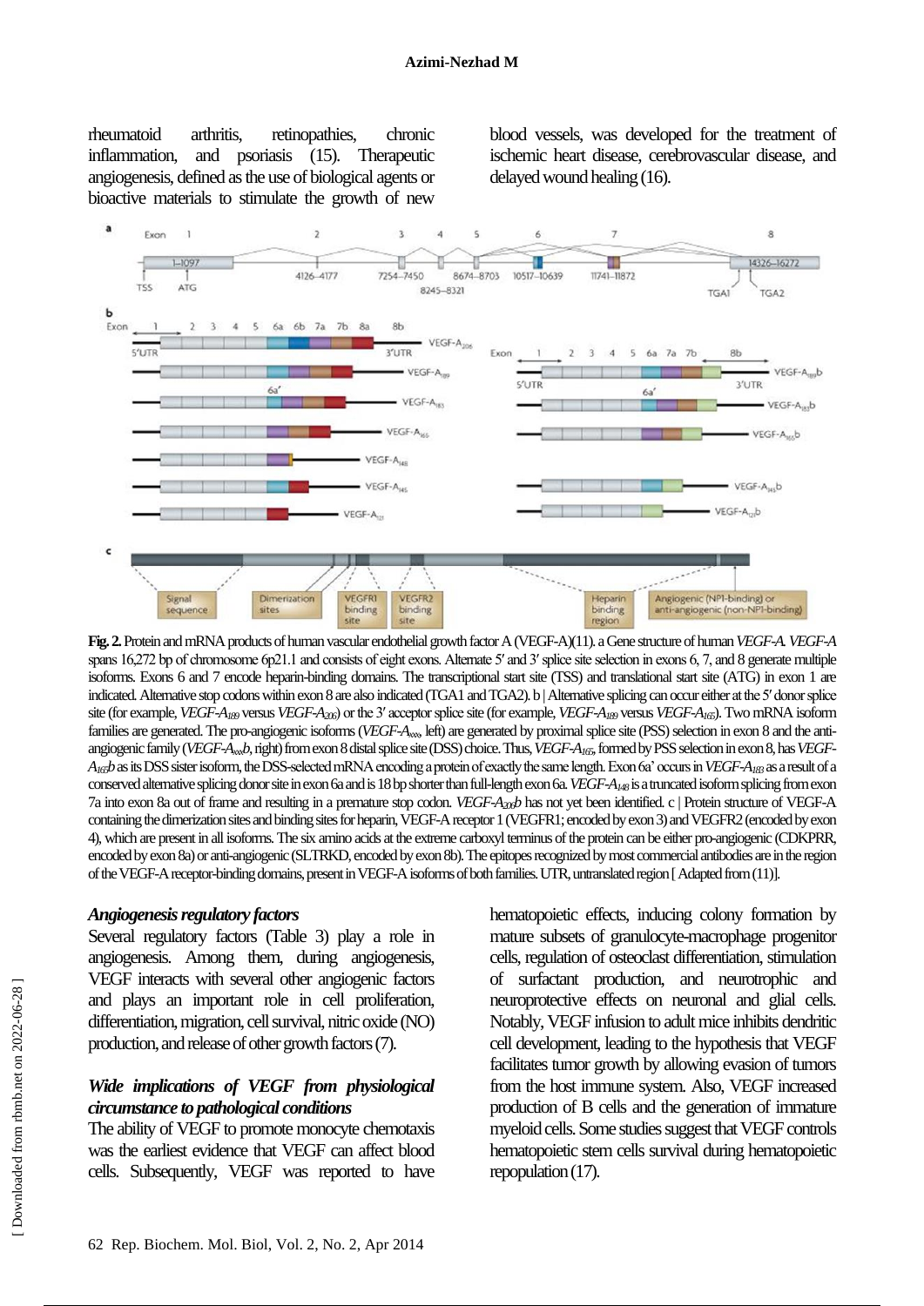rheumatoid arthritis, retinopathies, chronic inflammation, and psoriasis (15). Therapeutic angiogenesis, defined as the use of biological agents or bioactive materials to stimulate the growth of new blood vessels, was developed for the treatment of ischemic heart disease, cerebrovascular disease, and delayed wound healing (16).

**Fig. 2.** Protein and mRNA products of human vascular endothelial growth factor A (VEGF-A)(11). a Gene structure of human *VEGF-A*. *VEGF-A* spans 16,272 bp of chromosome 6p21.1 and consists of eight exons. Alternate 5′ and 3′ splice site selection in exons 6, 7, and 8 generate multiple isoforms. Exons 6 and 7 encode heparin-binding domains. The transcriptional start site (TSS) and translational start site (ATG) in exon 1 are indicated. Alternative stop codons within exon 8 are also indicated (TGA1 and TGA2). b | Alternative splicing can occur either at the 5′ donor splice site (for example, *VEGF-A$_{189}$* versus *VEGF-A$_{206}$*) or the 3′ acceptor splice site (for example, *VEGF-A$_{189}$* versus *VEGF-A$_{165}$*). Two mRNA isoform families are generated. The pro-angiogenic isoforms (*VEGF-A$_{xxx}$*, left) are generated by proximal splice site (PSS) selection in exon 8 and the anti-angiogenic family (*VEGF-A$_{xxx}$b*, right) from exon 8 distal splice site (DSS) choice. Thus, *VEGF-A$_{165}$*, formed by PSS selection in exon 8, has *VEGF-A$_{165}$b* as its DSS sister isoform, the DSS-selected mRNA encoding a protein of exactly the same length. Exon 6a' occurs in *VEGF-A$_{183}$* as a result of a conserved alternative splicing donor site in exon 6a and is 18 bp shorter than full-length exon 6a. *VEGF-A$_{148}$* is a truncated isoform splicing from exon 7a into exon 8a out of frame and resulting in a premature stop codon. *VEGF-A$_{206}$b* has not yet been identified. c | Protein structure of VEGF-A containing the dimerization sites and binding sites for heparin, VEGF-A receptor 1 (VEGFR1; encoded by exon 3) and VEGFR2 (encoded by exon 4), which are present in all isoforms. The six amino acids at the extreme carboxyl terminus of the protein can be either pro-angiogenic (CDKPRR, encoded by exon 8a) or anti-angiogenic (SLTRKD, encoded by exon 8b). The epitopes recognized by most commercial antibodies are in the region of the VEGF-A receptor-binding domains, present in VEGF-A isoforms of both families. UTR, untranslated region [ Adapted from (11)].

### *Angiogenesis regulatory factors*

Several regulatory factors (Table 3) play a role in angiogenesis. Among them, during angiogenesis, VEGF interacts with several other angiogenic factors and plays an important role in cell proliferation, differentiation, migration, cell survival, nitric oxide (NO) production, and release of other growth factors (7).

### *Wide implications of VEGF from physiological circumstance to pathological conditions*

The ability of VEGF to promote monocyte chemotaxis was the earliest evidence that VEGF can affect blood cells. Subsequently, VEGF was reported to have hematopoietic effects, inducing colony formation by mature subsets of granulocyte-macrophage progenitor cells, regulation of osteoclast differentiation, stimulation of surfactant production, and neurotrophic and neuroprotective effects on neuronal and glial cells. Notably, VEGF infusion to adult mice inhibits dendritic cell development, leading to the hypothesis that VEGF facilitates tumor growth by allowing evasion of tumors from the host immune system. Also, VEGF increased production of B cells and the generation of immature myeloid cells. Some studies suggest that VEGF controls hematopoietic stem cells survival during hematopoietic repopulation (17).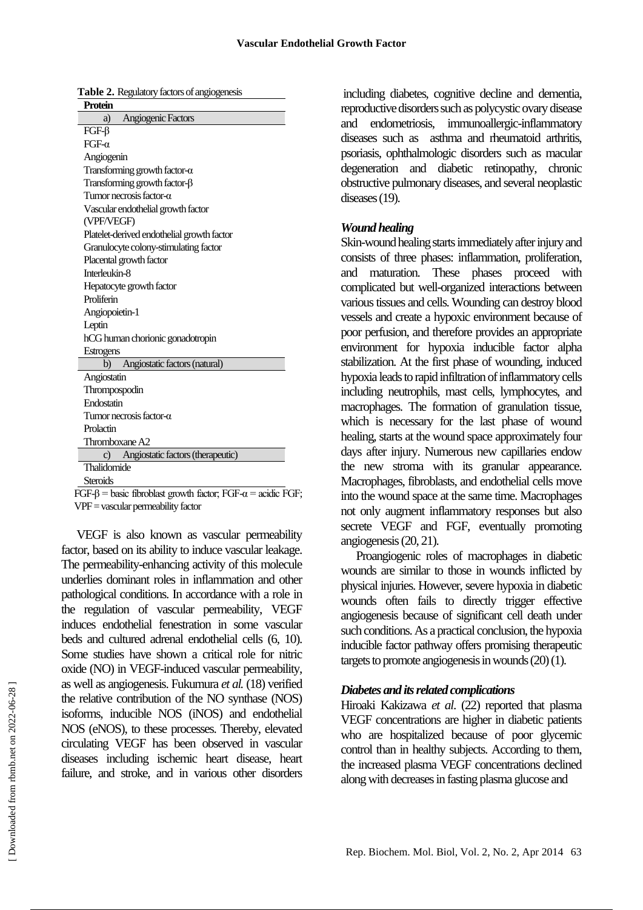**Table 2.** Regulatory factors of angiogenesis

| Protein |
|---|
| a) Angiogenic Factors |
| FGF-β |
| FGF-α |
| Angiogenin |
| Transforming growth factor-α |
| Transforming growth factor-β |
| Tumor necrosis factor-α |
| Vascular endothelial growth factor (VPF/VEGF) |
| Platelet-derived endothelial growth factor |
| Granulocyte colony-stimulating factor |
| Placental growth factor |
| Interleukin-8 |
| Hepatocyte growth factor |
| Proliferin |
| Angiopoietin-1 |
| Leptin |
| hCG human chorionic gonadotropin |
| Estrogens |
| b) Angiostatic factors (natural) |
| Angiostatin |
| Thrompospodin |
| Endostatin |
| Tumor necrosis factor-α |
| Prolactin |
| Thromboxane A2 |
| c) Angiostatic factors (therapeutic) |
| Thalidomide |
| Steroids |

FGF-β = basic fibroblast growth factor; FGF-α = acidic FGF; VPF = vascular permeability factor

VEGF is also known as vascular permeability factor, based on its ability to induce vascular leakage. The permeability-enhancing activity of this molecule underlies dominant roles in inflammation and other pathological conditions. In accordance with a role in the regulation of vascular permeability, VEGF induces endothelial fenestration in some vascular beds and cultured adrenal endothelial cells (6, 10). Some studies have shown a critical role for nitric oxide (NO) in VEGF-induced vascular permeability, as well as angiogenesis. Fukumura *et al.* (18) verified the relative contribution of the NO synthase (NOS) isoforms, inducible NOS (iNOS) and endothelial NOS (eNOS), to these processes. Thereby, elevated circulating VEGF has been observed in vascular diseases including ischemic heart disease, heart failure, and stroke, and in various other disorders including diabetes, cognitive decline and dementia, reproductive disorders such as polycystic ovary disease and endometriosis, immunoallergic-inflammatory diseases such as asthma and rheumatoid arthritis, psoriasis, ophthalmologic disorders such as macular degeneration and diabetic retinopathy, chronic obstructive pulmonary diseases, and several neoplastic diseases (19).

### *Wound healing*

Skin-wound healing starts immediately after injury and consists of three phases: inflammation, proliferation, and maturation. These phases proceed with complicated but well-organized interactions between various tissues and cells. Wounding can destroy blood vessels and create a hypoxic environment because of poor perfusion, and therefore provides an appropriate environment for hypoxia inducible factor alpha stabilization. At the first phase of wounding, induced hypoxia leads to rapid infiltration of inflammatory cells including neutrophils, mast cells, lymphocytes, and macrophages. The formation of granulation tissue, which is necessary for the last phase of wound healing, starts at the wound space approximately four days after injury. Numerous new capillaries endow the new stroma with its granular appearance. Macrophages, fibroblasts, and endothelial cells move into the wound space at the same time. Macrophages not only augment inflammatory responses but also secrete VEGF and FGF, eventually promoting angiogenesis (20, 21).

Proangiogenic roles of macrophages in diabetic wounds are similar to those in wounds inflicted by physical injuries. However, severe hypoxia in diabetic wounds often fails to directly trigger effective angiogenesis because of significant cell death under such conditions. As a practical conclusion, the hypoxia inducible factor pathway offers promising therapeutic targets to promote angiogenesis in wounds (20) (1).

### *Diabetes and its related complications*

Hiroaki Kakizawa *et al*. (22) reported that plasma VEGF concentrations are higher in diabetic patients who are hospitalized because of poor glycemic control than in healthy subjects. According to them, the increased plasma VEGF concentrations declined along with decreases in fasting plasma glucose and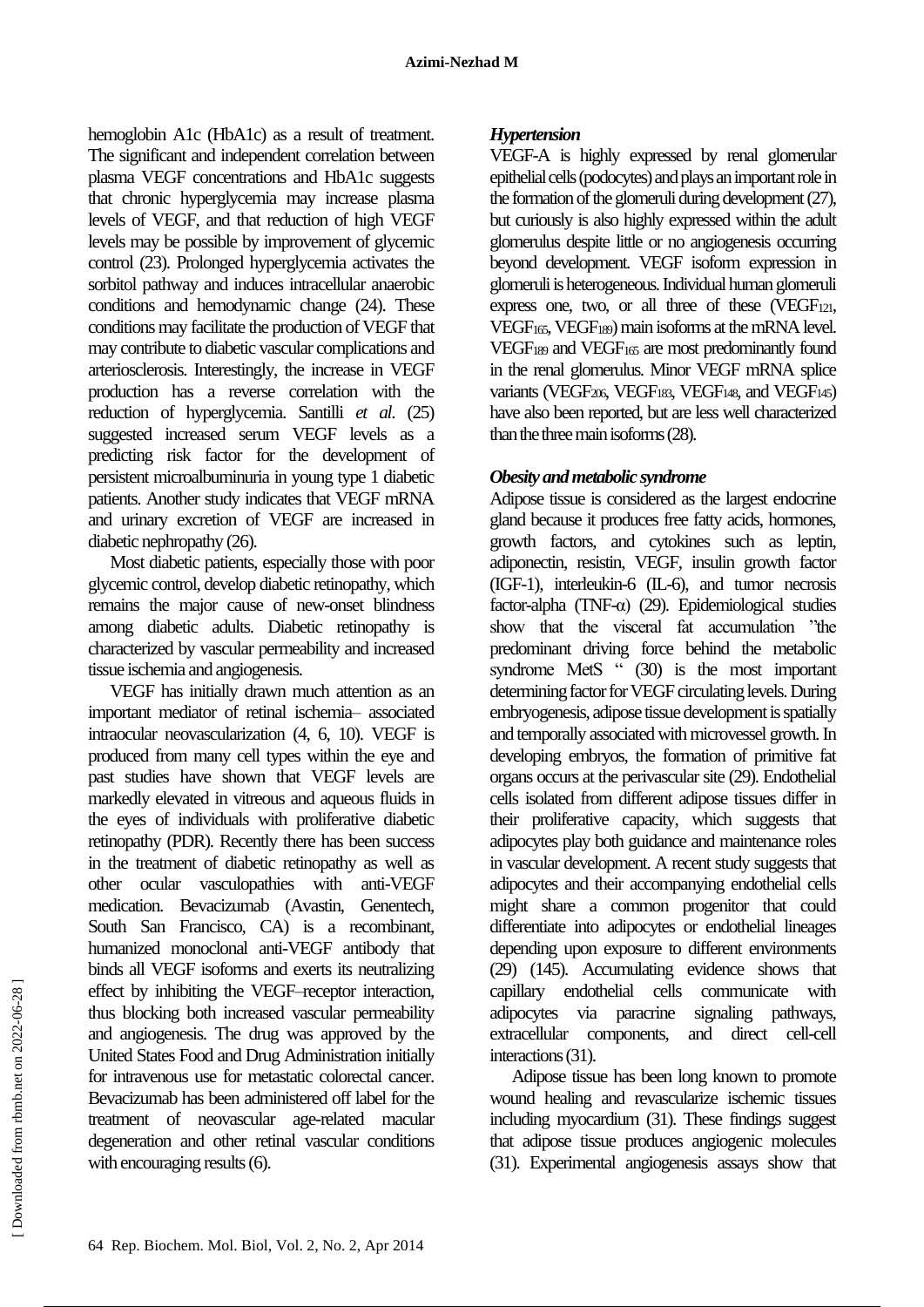hemoglobin A1c (HbA1c) as a result of treatment. The significant and independent correlation between plasma VEGF concentrations and HbA1c suggests that chronic hyperglycemia may increase plasma levels of VEGF, and that reduction of high VEGF levels may be possible by improvement of glycemic control (23). Prolonged hyperglycemia activates the sorbitol pathway and induces intracellular anaerobic conditions and hemodynamic change (24). These conditions may facilitate the production of VEGF that may contribute to diabetic vascular complications and arteriosclerosis. Interestingly, the increase in VEGF production has a reverse correlation with the reduction of hyperglycemia. Santilli *et al.* (25) suggested increased serum VEGF levels as a predicting risk factor for the development of persistent microalbuminuria in young type 1 diabetic patients. Another study indicates that VEGF mRNA and urinary excretion of VEGF are increased in diabetic nephropathy (26).

Most diabetic patients, especially those with poor glycemic control, develop diabetic retinopathy, which remains the major cause of new-onset blindness among diabetic adults. Diabetic retinopathy is characterized by vascular permeability and increased tissue ischemia and angiogenesis.

VEGF has initially drawn much attention as an important mediator of retinal ischemia– associated intraocular neovascularization (4, 6, 10). VEGF is produced from many cell types within the eye and past studies have shown that VEGF levels are markedly elevated in vitreous and aqueous fluids in the eyes of individuals with proliferative diabetic retinopathy (PDR). Recently there has been success in the treatment of diabetic retinopathy as well as other ocular vasculopathies with anti-VEGF medication. Bevacizumab (Avastin, Genentech, South San Francisco, CA) is a recombinant, humanized monoclonal anti-VEGF antibody that binds all VEGF isoforms and exerts its neutralizing effect by inhibiting the VEGF–receptor interaction, thus blocking both increased vascular permeability and angiogenesis. The drug was approved by the United States Food and Drug Administration initially for intravenous use for metastatic colorectal cancer. Bevacizumab has been administered off label for the treatment of neovascular age-related macular degeneration and other retinal vascular conditions with encouraging results (6).

### *Hypertension*

VEGF-A is highly expressed by renal glomerular epithelial cells (podocytes) and plays an important role in the formation of the glomeruli during development (27), but curiously is also highly expressed within the adult glomerulus despite little or no angiogenesis occurring beyond development. VEGF isoform expression in glomeruli is heterogeneous. Individual human glomeruli express one, two, or all three of these ($VEGF_{121}$, $VEGF_{165}$, $VEGF_{189}$) main isoforms at the mRNA level. $VEGF_{189}$ and $VEGF_{165}$ are most predominantly found in the renal glomerulus. Minor VEGF mRNA splice variants ($VEGF_{206}$, $VEGF_{183}$, $VEGF_{148}$, and $VEGF_{145}$) have also been reported, but are less well characterized than the three main isoforms (28).

### *Obesity and metabolic syndrome*

Adipose tissue is considered as the largest endocrine gland because it produces free fatty acids, hormones, growth factors, and cytokines such as leptin, adiponectin, resistin, VEGF, insulin growth factor (IGF-1), interleukin-6 (IL-6), and tumor necrosis factor-alpha (TNF-α) (29). Epidemiological studies show that the visceral fat accumulation "the predominant driving force behind the metabolic syndrome MetS " (30) is the most important determining factor for VEGF circulating levels. During embryogenesis, adipose tissue development is spatially and temporally associated with microvessel growth. In developing embryos, the formation of primitive fat organs occurs at the perivascular site (29). Endothelial cells isolated from different adipose tissues differ in their proliferative capacity, which suggests that adipocytes play both guidance and maintenance roles in vascular development. A recent study suggests that adipocytes and their accompanying endothelial cells might share a common progenitor that could differentiate into adipocytes or endothelial lineages depending upon exposure to different environments (29) (145). Accumulating evidence shows that capillary endothelial cells communicate with adipocytes via paracrine signaling pathways, extracellular components, and direct cell-cell interactions (31).

Adipose tissue has been long known to promote wound healing and revascularize ischemic tissues including myocardium (31). These findings suggest that adipose tissue produces angiogenic molecules (31). Experimental angiogenesis assays show that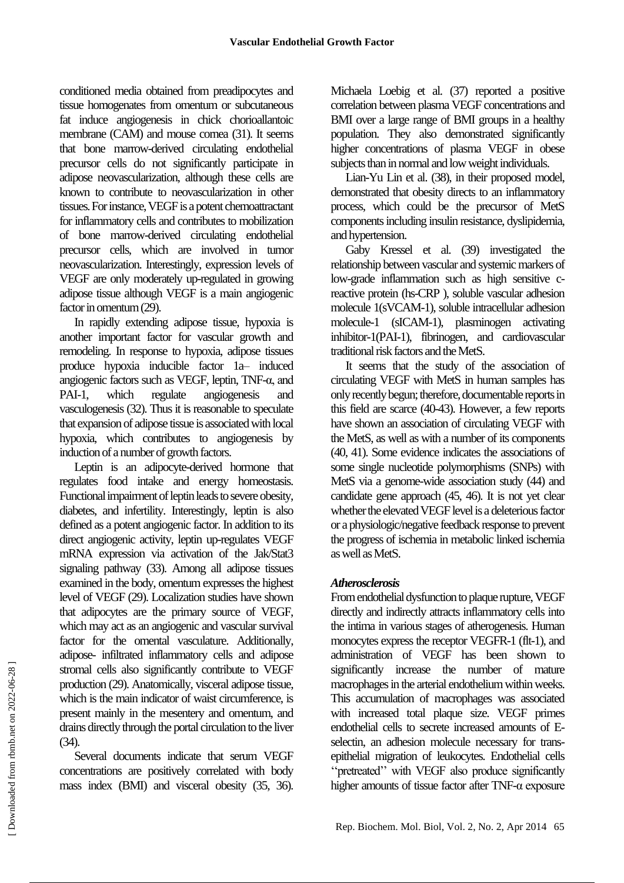conditioned media obtained from preadipocytes and tissue homogenates from omentum or subcutaneous fat induce angiogenesis in chick chorioallantoic membrane (CAM) and mouse cornea (31). It seems that bone marrow-derived circulating endothelial precursor cells do not significantly participate in adipose neovascularization, although these cells are known to contribute to neovascularization in other tissues. For instance, VEGF is a potent chemoattractant for inflammatory cells and contributes to mobilization of bone marrow-derived circulating endothelial precursor cells, which are involved in tumor neovascularization. Interestingly, expression levels of VEGF are only moderately up-regulated in growing adipose tissue although VEGF is a main angiogenic factor in omentum (29).

In rapidly extending adipose tissue, hypoxia is another important factor for vascular growth and remodeling. In response to hypoxia, adipose tissues produce hypoxia inducible factor 1a– induced angiogenic factors such as VEGF, leptin, TNF-α, and PAI-1, which regulate angiogenesis and vasculogenesis (32). Thus it is reasonable to speculate that expansion of adipose tissue is associated with local hypoxia, which contributes to angiogenesis by induction of a number of growth factors.

Leptin is an adipocyte-derived hormone that regulates food intake and energy homeostasis. Functional impairment of leptin leads to severe obesity, diabetes, and infertility. Interestingly, leptin is also defined as a potent angiogenic factor. In addition to its direct angiogenic activity, leptin up-regulates VEGF mRNA expression via activation of the Jak/Stat3 signaling pathway (33). Among all adipose tissues examined in the body, omentum expresses the highest level of VEGF (29). Localization studies have shown that adipocytes are the primary source of VEGF, which may act as an angiogenic and vascular survival factor for the omental vasculature. Additionally, adipose- infiltrated inflammatory cells and adipose stromal cells also significantly contribute to VEGF production (29). Anatomically, visceral adipose tissue, which is the main indicator of waist circumference, is present mainly in the mesentery and omentum, and drains directly through the portal circulation to the liver (34).

Several documents indicate that serum VEGF concentrations are positively correlated with body mass index (BMI) and visceral obesity (35, 36). Michaela Loebig et al. (37) reported a positive correlation between plasma VEGF concentrations and BMI over a large range of BMI groups in a healthy population. They also demonstrated significantly higher concentrations of plasma VEGF in obese subjects than in normal and low weight individuals.

Lian-Yu Lin et al. (38), in their proposed model, demonstrated that obesity directs to an inflammatory process, which could be the precursor of MetS components including insulin resistance, dyslipidemia, and hypertension.

Gaby Kressel et al. (39) investigated the relationship between vascular and systemic markers of low-grade inflammation such as high sensitive c-reactive protein (hs-CRP ), soluble vascular adhesion molecule 1(sVCAM-1), soluble intracellular adhesion molecule-1 (sICAM-1), plasminogen activating inhibitor-1(PAI-1), fibrinogen, and cardiovascular traditional risk factors and the MetS.

It seems that the study of the association of circulating VEGF with MetS in human samples has only recently begun; therefore, documentable reports in this field are scarce (40-43). However, a few reports have shown an association of circulating VEGF with the MetS, as well as with a number of its components (40, 41). Some evidence indicates the associations of some single nucleotide polymorphisms (SNPs) with MetS via a genome-wide association study (44) and candidate gene approach (45, 46). It is not yet clear whether the elevated VEGF level is a deleterious factor or a physiologic/negative feedback response to prevent the progress of ischemia in metabolic linked ischemia as well as MetS.

### *Atherosclerosis*

From endothelial dysfunction to plaque rupture, VEGF directly and indirectly attracts inflammatory cells into the intima in various stages of atherogenesis. Human monocytes express the receptor VEGFR-1 (flt-1), and administration of VEGF has been shown to significantly increase the number of mature macrophages in the arterial endothelium within weeks. This accumulation of macrophages was associated with increased total plaque size. VEGF primes endothelial cells to secrete increased amounts of E-selectin, an adhesion molecule necessary for trans-epithelial migration of leukocytes. Endothelial cells ''pretreated'' with VEGF also produce significantly higher amounts of tissue factor after TNF-α exposure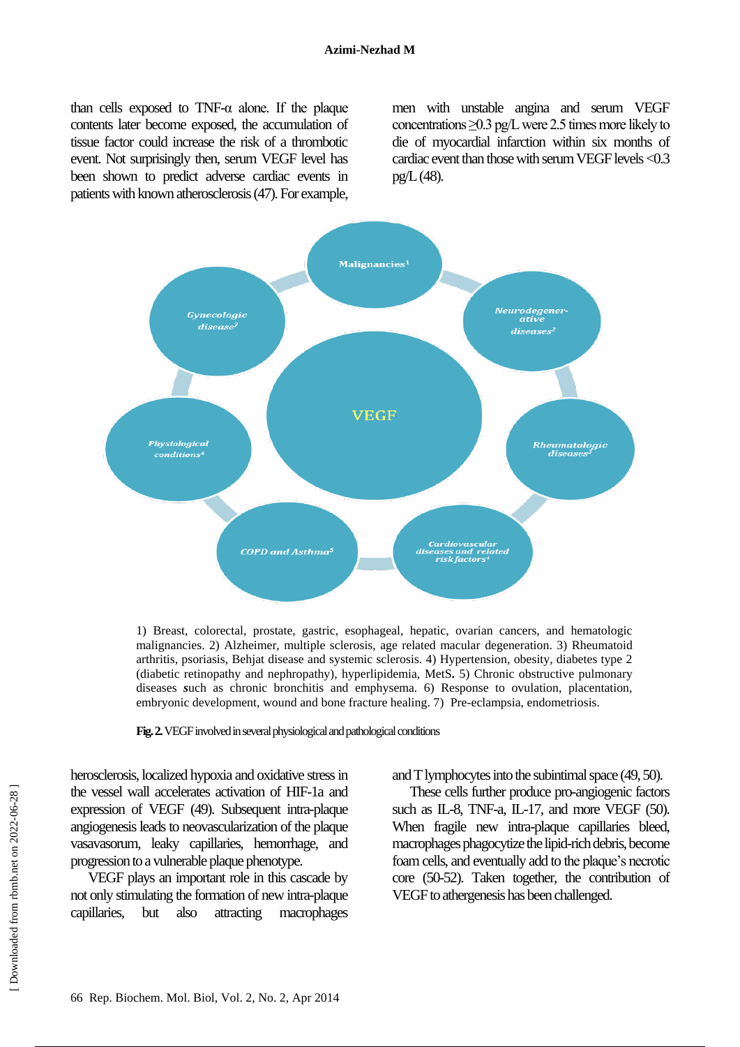than cells exposed to TNF-α alone. If the plaque contents later become exposed, the accumulation of tissue factor could increase the risk of a thrombotic event. Not surprisingly then, serum VEGF level has been shown to predict adverse cardiac events in patients with known atherosclerosis (47). For example, men with unstable angina and serum VEGF concentrations ≥0.3 pg/L were 2.5 times more likely to die of myocardial infarction within six months of cardiac event than those with serum VEGF levels <0.3 pg/L (48).

VEGF

Malignancies[1]

Neurodegenerative diseases[2]

Rheumatologic diseases[3]

Cardiovascular diseases and related risk factors[4]

COPD and Asthma[5]

Physiological conditions[6]

Gynecologic disease[7]

1) Breast, colorectal, prostate, gastric, esophageal, hepatic, ovarian cancers, and hematologic malignancies. 2) Alzheimer, multiple sclerosis, age related macular degeneration. 3) Rheumatoid arthritis, psoriasis, Behjat disease and systemic sclerosis. 4) Hypertension, obesity, diabetes type 2 (diabetic retinopathy and nephropathy), hyperlipidemia, MetS. 5) Chronic obstructive pulmonary diseases such as chronic bronchitis and emphysema. 6) Response to ovulation, placentation, embryonic development, wound and bone fracture healing. 7) Pre-eclampsia, endometriosis.

**Fig. 2.** VEGF involved in several physiological and pathological conditions

herosclerosis, localized hypoxia and oxidative stress in the vessel wall accelerates activation of HIF-1a and expression of VEGF (49). Subsequent intra-plaque angiogenesis leads to neovascularization of the plaque vasavasorum, leaky capillaries, hemorrhage, and progression to a vulnerable plaque phenotype.

VEGF plays an important role in this cascade by not only stimulating the formation of new intra-plaque capillaries, but also attracting macrophages and T lymphocytes into the subintimal space (49, 50).

These cells further produce pro-angiogenic factors such as IL-8, TNF-a, IL-17, and more VEGF (50). When fragile new intra-plaque capillaries bleed, macrophages phagocytize the lipid-rich debris, become foam cells, and eventually add to the plaque's necrotic core (50-52). Taken together, the contribution of VEGF to athergenesis has been challenged.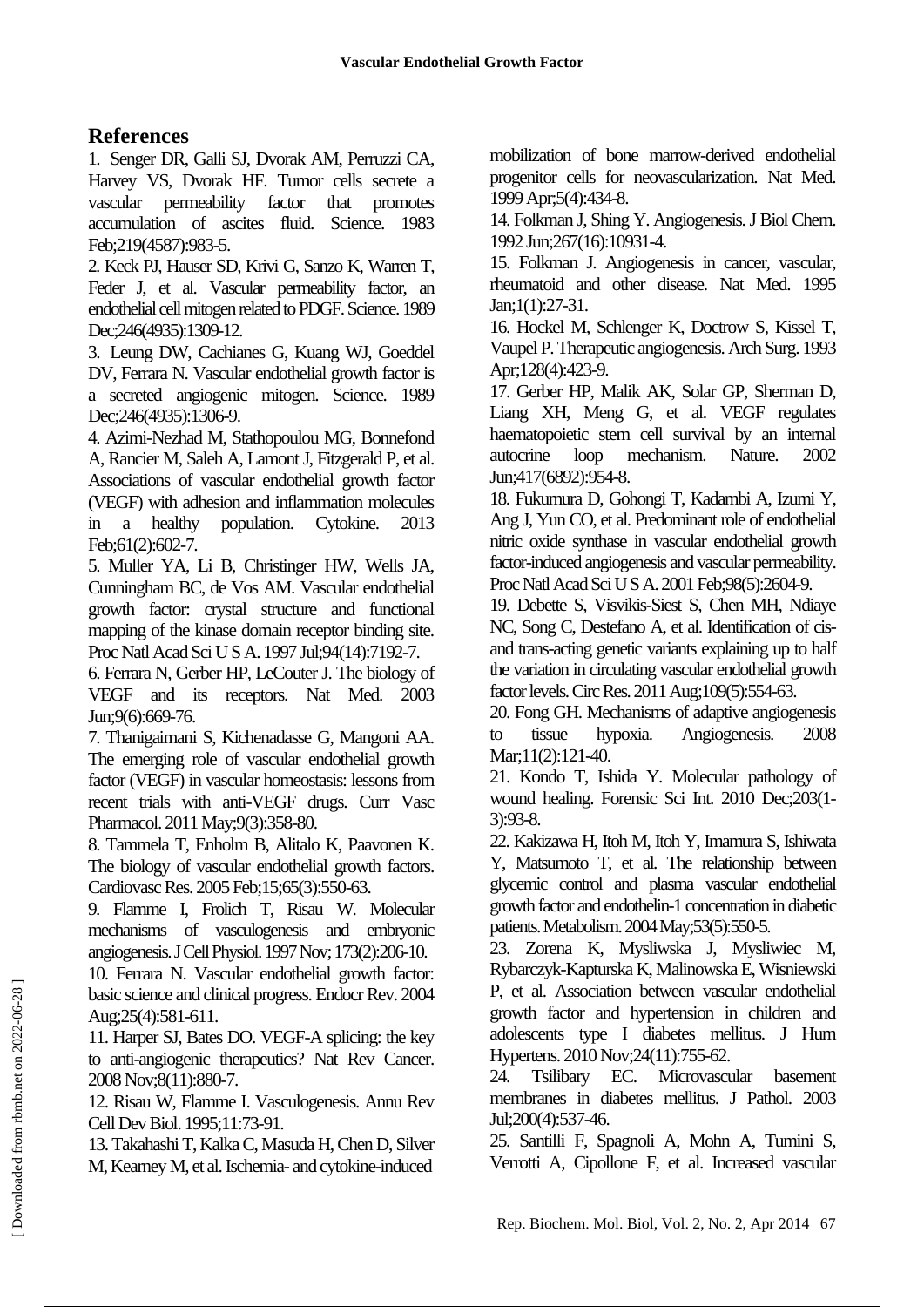## References

1. Senger DR, Galli SJ, Dvorak AM, Perruzzi CA, Harvey VS, Dvorak HF. Tumor cells secrete a vascular permeability factor that promotes accumulation of ascites fluid. Science. 1983 Feb;219(4587):983-5.

2. Keck PJ, Hauser SD, Krivi G, Sanzo K, Warren T, Feder J, et al. Vascular permeability factor, an endothelial cell mitogen related to PDGF. Science. 1989 Dec;246(4935):1309-12.

3. Leung DW, Cachianes G, Kuang WJ, Goeddel DV, Ferrara N. Vascular endothelial growth factor is a secreted angiogenic mitogen. Science. 1989 Dec;246(4935):1306-9.

4. Azimi-Nezhad M, Stathopoulou MG, Bonnefond A, Rancier M, Saleh A, Lamont J, Fitzgerald P, et al. Associations of vascular endothelial growth factor (VEGF) with adhesion and inflammation molecules in a healthy population. Cytokine. 2013 Feb;61(2):602-7.

5. Muller YA, Li B, Christinger HW, Wells JA, Cunningham BC, de Vos AM. Vascular endothelial growth factor: crystal structure and functional mapping of the kinase domain receptor binding site. Proc Natl Acad Sci U S A. 1997 Jul;94(14):7192-7.

6. Ferrara N, Gerber HP, LeCouter J. The biology of VEGF and its receptors. Nat Med. 2003 Jun;9(6):669-76.

7. Thanigaimani S, Kichenadasse G, Mangoni AA. The emerging role of vascular endothelial growth factor (VEGF) in vascular homeostasis: lessons from recent trials with anti-VEGF drugs. Curr Vasc Pharmacol. 2011 May;9(3):358-80.

8. Tammela T, Enholm B, Alitalo K, Paavonen K. The biology of vascular endothelial growth factors. Cardiovasc Res. 2005 Feb;15;65(3):550-63.

9. Flamme I, Frolich T, Risau W. Molecular mechanisms of vasculogenesis and embryonic angiogenesis. J Cell Physiol. 1997 Nov; 173(2):206-10.

10. Ferrara N. Vascular endothelial growth factor: basic science and clinical progress. Endocr Rev. 2004 Aug;25(4):581-611.

11. Harper SJ, Bates DO. VEGF-A splicing: the key to anti-angiogenic therapeutics? Nat Rev Cancer. 2008 Nov;8(11):880-7.

12. Risau W, Flamme I. Vasculogenesis. Annu Rev Cell Dev Biol. 1995;11:73-91.

13. Takahashi T, Kalka C, Masuda H, Chen D, Silver M, Kearney M, et al. Ischemia- and cytokine-induced mobilization of bone marrow-derived endothelial progenitor cells for neovascularization. Nat Med. 1999 Apr;5(4):434-8.

14. Folkman J, Shing Y. Angiogenesis. J Biol Chem. 1992 Jun;267(16):10931-4.

15. Folkman J. Angiogenesis in cancer, vascular, rheumatoid and other disease. Nat Med. 1995 Jan;1(1):27-31.

16. Hockel M, Schlenger K, Doctrow S, Kissel T, Vaupel P. Therapeutic angiogenesis. Arch Surg. 1993 Apr;128(4):423-9.

17. Gerber HP, Malik AK, Solar GP, Sherman D, Liang XH, Meng G, et al. VEGF regulates haematopoietic stem cell survival by an internal autocrine loop mechanism. Nature. 2002 Jun;417(6892):954-8.

18. Fukumura D, Gohongi T, Kadambi A, Izumi Y, Ang J, Yun CO, et al. Predominant role of endothelial nitric oxide synthase in vascular endothelial growth factor-induced angiogenesis and vascular permeability. Proc Natl Acad Sci U S A. 2001 Feb;98(5):2604-9.

19. Debette S, Visvikis-Siest S, Chen MH, Ndiaye NC, Song C, Destefano A, et al. Identification of cis- and trans-acting genetic variants explaining up to half the variation in circulating vascular endothelial growth factor levels. Circ Res. 2011 Aug;109(5):554-63.

20. Fong GH. Mechanisms of adaptive angiogenesis to tissue hypoxia. Angiogenesis. 2008 Mar;11(2):121-40.

21. Kondo T, Ishida Y. Molecular pathology of wound healing. Forensic Sci Int. 2010 Dec;203(1-3):93-8.

22. Kakizawa H, Itoh M, Itoh Y, Imamura S, Ishiwata Y, Matsumoto T, et al. The relationship between glycemic control and plasma vascular endothelial growth factor and endothelin-1 concentration in diabetic patients. Metabolism. 2004 May;53(5):550-5.

23. Zorena K, Mysliwska J, Mysliwiec M, Rybarczyk-Kapturska K, Malinowska E, Wisniewski P, et al. Association between vascular endothelial growth factor and hypertension in children and adolescents type I diabetes mellitus. J Hum Hypertens. 2010 Nov;24(11):755-62.

24. Tsilibary EC. Microvascular basement membranes in diabetes mellitus. J Pathol. 2003 Jul;200(4):537-46.

25. Santilli F, Spagnoli A, Mohn A, Tumini S, Verrotti A, Cipollone F, et al. Increased vascular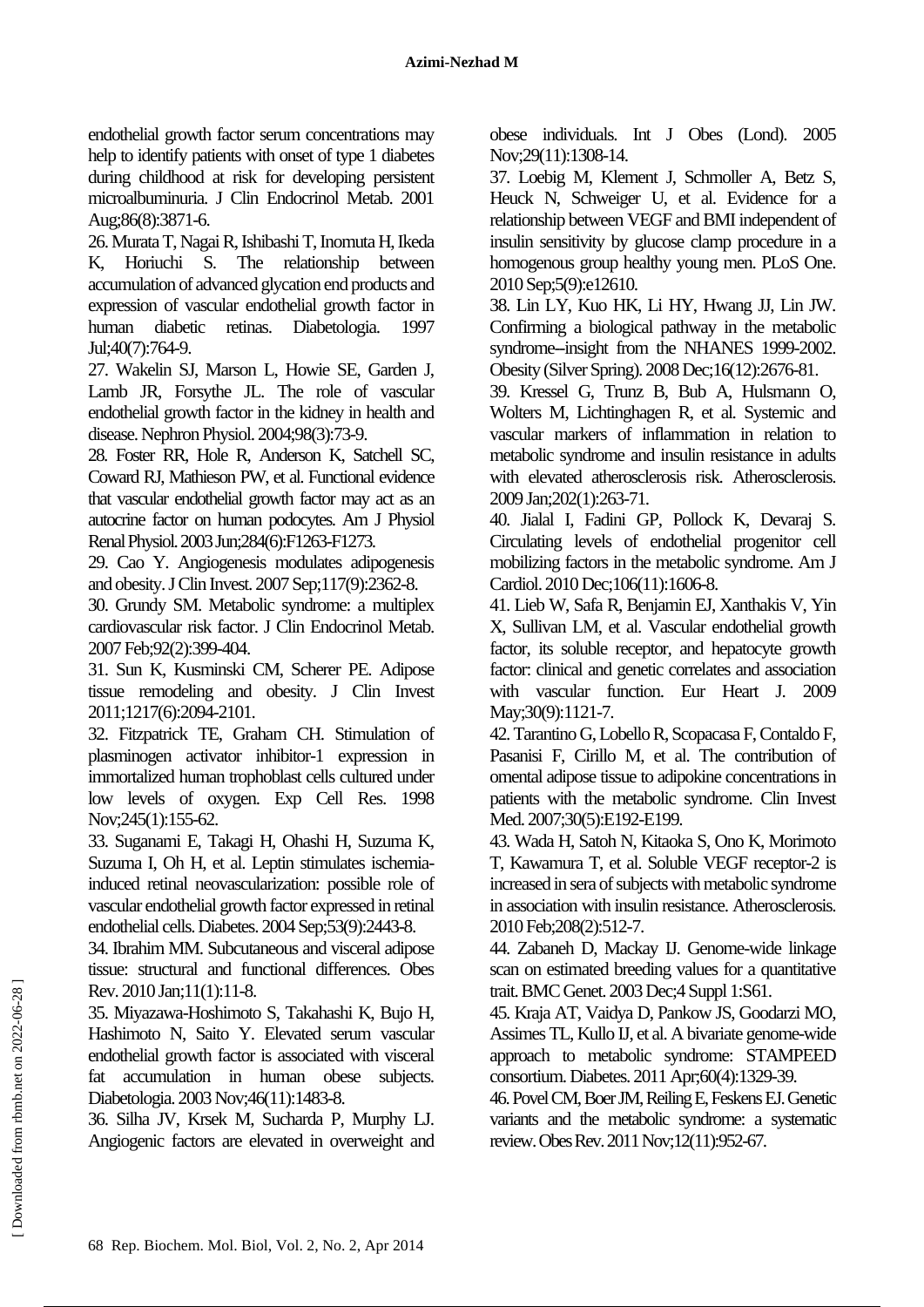endothelial growth factor serum concentrations may help to identify patients with onset of type 1 diabetes during childhood at risk for developing persistent microalbuminuria. J Clin Endocrinol Metab. 2001 Aug;86(8):3871-6.

26. Murata T, Nagai R, Ishibashi T, Inomuta H, Ikeda K, Horiuchi S. The relationship between accumulation of advanced glycation end products and expression of vascular endothelial growth factor in human diabetic retinas. Diabetologia. 1997 Jul;40(7):764-9.

27. Wakelin SJ, Marson L, Howie SE, Garden J, Lamb JR, Forsythe JL. The role of vascular endothelial growth factor in the kidney in health and disease. Nephron Physiol. 2004;98(3):73-9.

28. Foster RR, Hole R, Anderson K, Satchell SC, Coward RJ, Mathieson PW, et al. Functional evidence that vascular endothelial growth factor may act as an autocrine factor on human podocytes. Am J Physiol Renal Physiol. 2003 Jun;284(6):F1263-F1273.

29. Cao Y. Angiogenesis modulates adipogenesis and obesity. J Clin Invest. 2007 Sep;117(9):2362-8.

30. Grundy SM. Metabolic syndrome: a multiplex cardiovascular risk factor. J Clin Endocrinol Metab. 2007 Feb;92(2):399-404.

31. Sun K, Kusminski CM, Scherer PE. Adipose tissue remodeling and obesity. J Clin Invest 2011;1217(6):2094-2101.

32. Fitzpatrick TE, Graham CH. Stimulation of plasminogen activator inhibitor-1 expression in immortalized human trophoblast cells cultured under low levels of oxygen. Exp Cell Res. 1998 Nov;245(1):155-62.

33. Suganami E, Takagi H, Ohashi H, Suzuma K, Suzuma I, Oh H, et al. Leptin stimulates ischemia-induced retinal neovascularization: possible role of vascular endothelial growth factor expressed in retinal endothelial cells. Diabetes. 2004 Sep;53(9):2443-8.

34. Ibrahim MM. Subcutaneous and visceral adipose tissue: structural and functional differences. Obes Rev. 2010 Jan;11(1):11-8.

35. Miyazawa-Hoshimoto S, Takahashi K, Bujo H, Hashimoto N, Saito Y. Elevated serum vascular endothelial growth factor is associated with visceral fat accumulation in human obese subjects. Diabetologia. 2003 Nov;46(11):1483-8.

36. Silha JV, Krsek M, Sucharda P, Murphy LJ. Angiogenic factors are elevated in overweight and obese individuals. Int J Obes (Lond). 2005 Nov;29(11):1308-14.

37. Loebig M, Klement J, Schmoller A, Betz S, Heuck N, Schweiger U, et al. Evidence for a relationship between VEGF and BMI independent of insulin sensitivity by glucose clamp procedure in a homogenous group healthy young men. PLoS One. 2010 Sep;5(9):e12610.

38. Lin LY, Kuo HK, Li HY, Hwang JJ, Lin JW. Confirming a biological pathway in the metabolic syndrome--insight from the NHANES 1999-2002. Obesity (Silver Spring). 2008 Dec;16(12):2676-81.

39. Kressel G, Trunz B, Bub A, Hulsmann O, Wolters M, Lichtinghagen R, et al. Systemic and vascular markers of inflammation in relation to metabolic syndrome and insulin resistance in adults with elevated atherosclerosis risk. Atherosclerosis. 2009 Jan;202(1):263-71.

40. Jialal I, Fadini GP, Pollock K, Devaraj S. Circulating levels of endothelial progenitor cell mobilizing factors in the metabolic syndrome. Am J Cardiol. 2010 Dec;106(11):1606-8.

41. Lieb W, Safa R, Benjamin EJ, Xanthakis V, Yin X, Sullivan LM, et al. Vascular endothelial growth factor, its soluble receptor, and hepatocyte growth factor: clinical and genetic correlates and association with vascular function. Eur Heart J. 2009 May;30(9):1121-7.

42. Tarantino G, Lobello R, Scopacasa F, Contaldo F, Pasanisi F, Cirillo M, et al. The contribution of omental adipose tissue to adipokine concentrations in patients with the metabolic syndrome. Clin Invest Med. 2007;30(5):E192-E199.

43. Wada H, Satoh N, Kitaoka S, Ono K, Morimoto T, Kawamura T, et al. Soluble VEGF receptor-2 is increased in sera of subjects with metabolic syndrome in association with insulin resistance. Atherosclerosis. 2010 Feb;208(2):512-7.

44. Zabaneh D, Mackay IJ. Genome-wide linkage scan on estimated breeding values for a quantitative trait. BMC Genet. 2003 Dec;4 Suppl 1:S61.

45. Kraja AT, Vaidya D, Pankow JS, Goodarzi MO, Assimes TL, Kullo IJ, et al. A bivariate genome-wide approach to metabolic syndrome: STAMPEED consortium. Diabetes. 2011 Apr;60(4):1329-39.

46. Povel CM, Boer JM, Reiling E, Feskens EJ. Genetic variants and the metabolic syndrome: a systematic review. Obes Rev. 2011 Nov;12(11):952-67.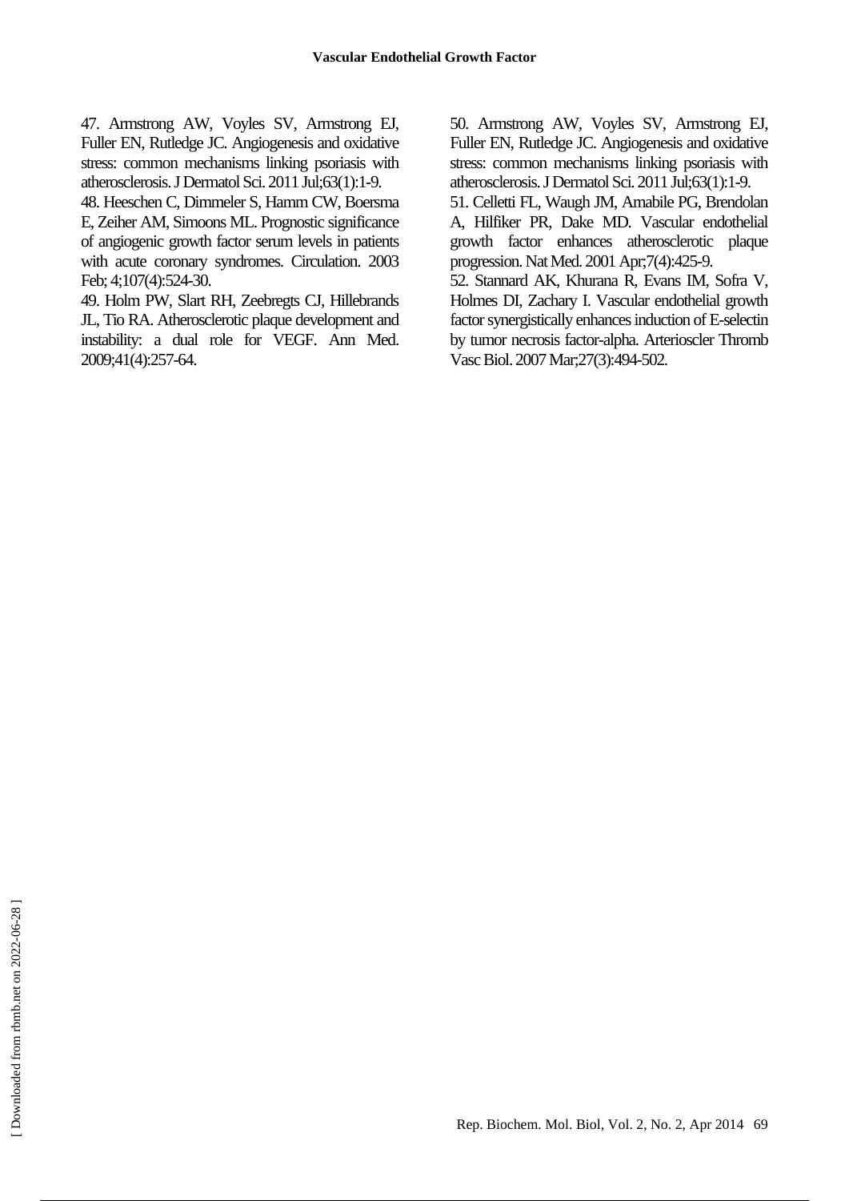47. Armstrong AW, Voyles SV, Armstrong EJ, Fuller EN, Rutledge JC. Angiogenesis and oxidative stress: common mechanisms linking psoriasis with atherosclerosis. J Dermatol Sci. 2011 Jul;63(1):1-9.

48. Heeschen C, Dimmeler S, Hamm CW, Boersma E, Zeiher AM, Simoons ML. Prognostic significance of angiogenic growth factor serum levels in patients with acute coronary syndromes. Circulation. 2003 Feb; 4;107(4):524-30.

49. Holm PW, Slart RH, Zeebregts CJ, Hillebrands JL, Tio RA. Atherosclerotic plaque development and instability: a dual role for VEGF. Ann Med. 2009;41(4):257-64.

50. Armstrong AW, Voyles SV, Armstrong EJ, Fuller EN, Rutledge JC. Angiogenesis and oxidative stress: common mechanisms linking psoriasis with atherosclerosis. J Dermatol Sci. 2011 Jul;63(1):1-9.

51. Celletti FL, Waugh JM, Amabile PG, Brendolan A, Hilfiker PR, Dake MD. Vascular endothelial growth factor enhances atherosclerotic plaque progression. Nat Med. 2001 Apr;7(4):425-9.

52. Stannard AK, Khurana R, Evans IM, Sofra V, Holmes DI, Zachary I. Vascular endothelial growth factor synergistically enhances induction of E-selectin by tumor necrosis factor-alpha. Arterioscler Thromb Vasc Biol. 2007 Mar;27(3):494-502.